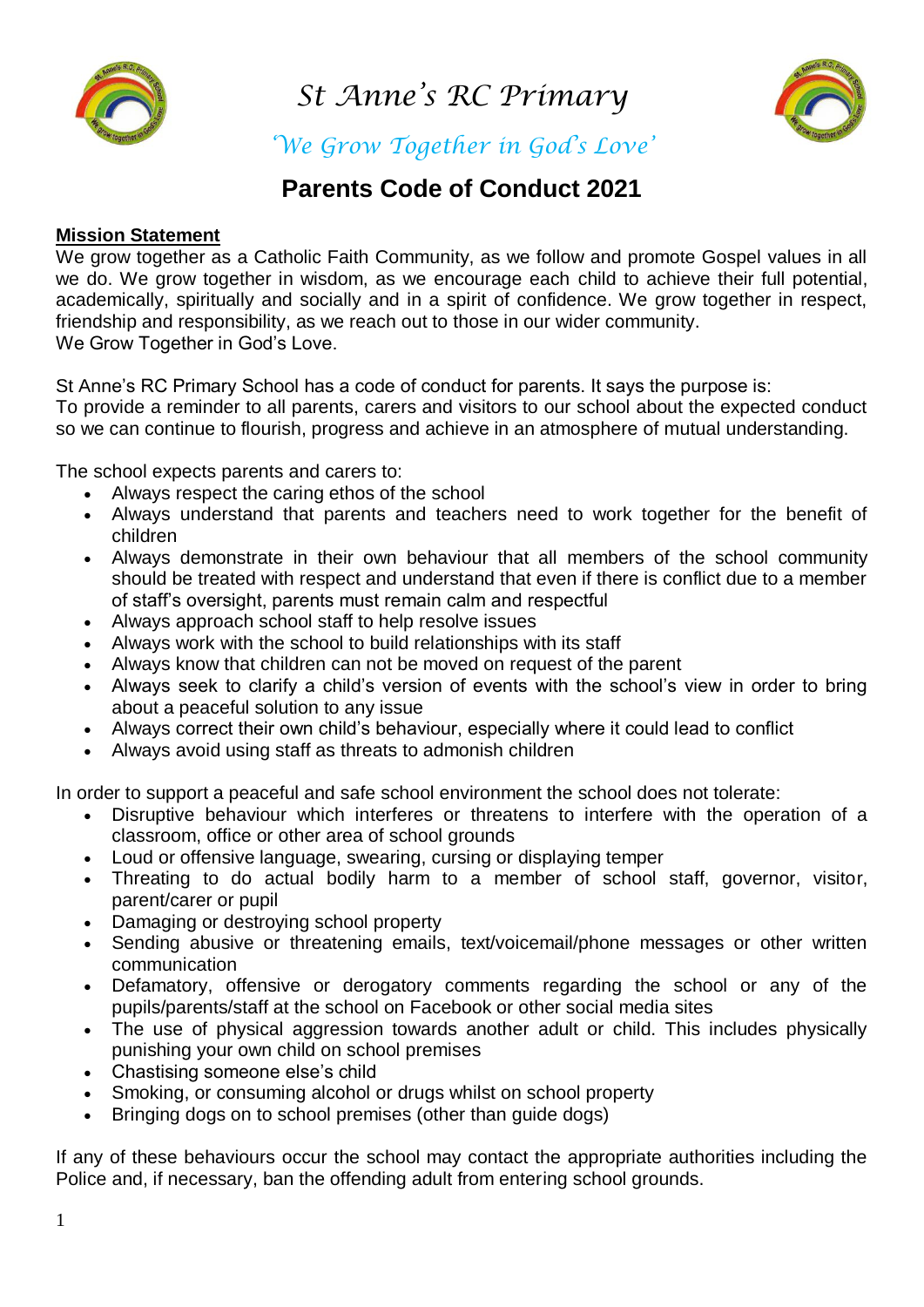# St Anne's RC Primary

*'We Grow Together in God's Love'*

## Parents Code of Conduct 2021

**Mission Statement**

We grow together as a Catholic Faith Community, as we follow and promote Gospel values in all we do. We grow together in wisdom, as we encourage each child to achieve their full potential, academically, spiritually and socially and in a spirit of confidence. We grow together in respect, friendship and responsibility, as we reach out to those in our wider community.
We Grow Together in God's Love.

St Anne's RC Primary School has a code of conduct for parents. It says the purpose is:
To provide a reminder to all parents, carers and visitors to our school about the expected conduct so we can continue to flourish, progress and achieve in an atmosphere of mutual understanding.

The school expects parents and carers to:

- Always respect the caring ethos of the school
- Always understand that parents and teachers need to work together for the benefit of children
- Always demonstrate in their own behaviour that all members of the school community should be treated with respect and understand that even if there is conflict due to a member of staff's oversight, parents must remain calm and respectful
- Always approach school staff to help resolve issues
- Always work with the school to build relationships with its staff
- Always know that children can not be moved on request of the parent
- Always seek to clarify a child's version of events with the school's view in order to bring about a peaceful solution to any issue
- Always correct their own child's behaviour, especially where it could lead to conflict
- Always avoid using staff as threats to admonish children

In order to support a peaceful and safe school environment the school does not tolerate:

- Disruptive behaviour which interferes or threatens to interfere with the operation of a classroom, office or other area of school grounds
- Loud or offensive language, swearing, cursing or displaying temper
- Threating to do actual bodily harm to a member of school staff, governor, visitor, parent/carer or pupil
- Damaging or destroying school property
- Sending abusive or threatening emails, text/voicemail/phone messages or other written communication
- Defamatory, offensive or derogatory comments regarding the school or any of the pupils/parents/staff at the school on Facebook or other social media sites
- The use of physical aggression towards another adult or child. This includes physically punishing your own child on school premises
- Chastising someone else's child
- Smoking, or consuming alcohol or drugs whilst on school property
- Bringing dogs on to school premises (other than guide dogs)

If any of these behaviours occur the school may contact the appropriate authorities including the Police and, if necessary, ban the offending adult from entering school grounds.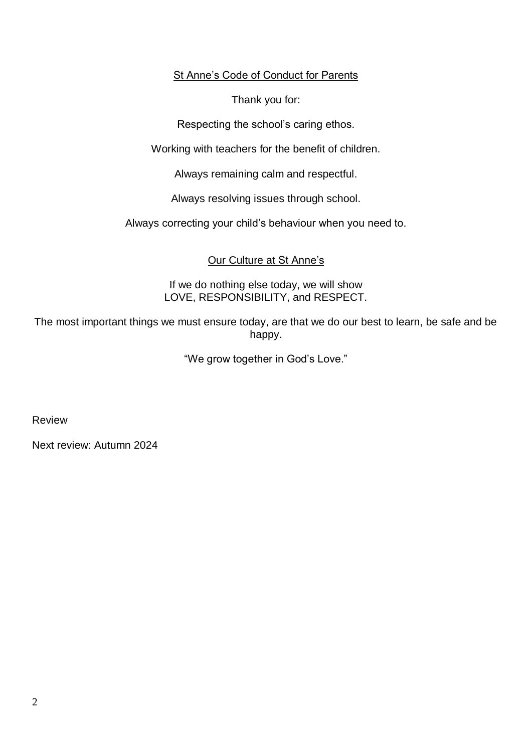## St Anne's Code of Conduct for Parents

Thank you for:

Respecting the school's caring ethos.

Working with teachers for the benefit of children.

Always remaining calm and respectful.

Always resolving issues through school.

Always correcting your child's behaviour when you need to.

## Our Culture at St Anne's

If we do nothing else today, we will show
LOVE, RESPONSIBILITY, and RESPECT.

The most important things we must ensure today, are that we do our best to learn, be safe and be happy.

"We grow together in God's Love."

Review

Next review: Autumn 2024